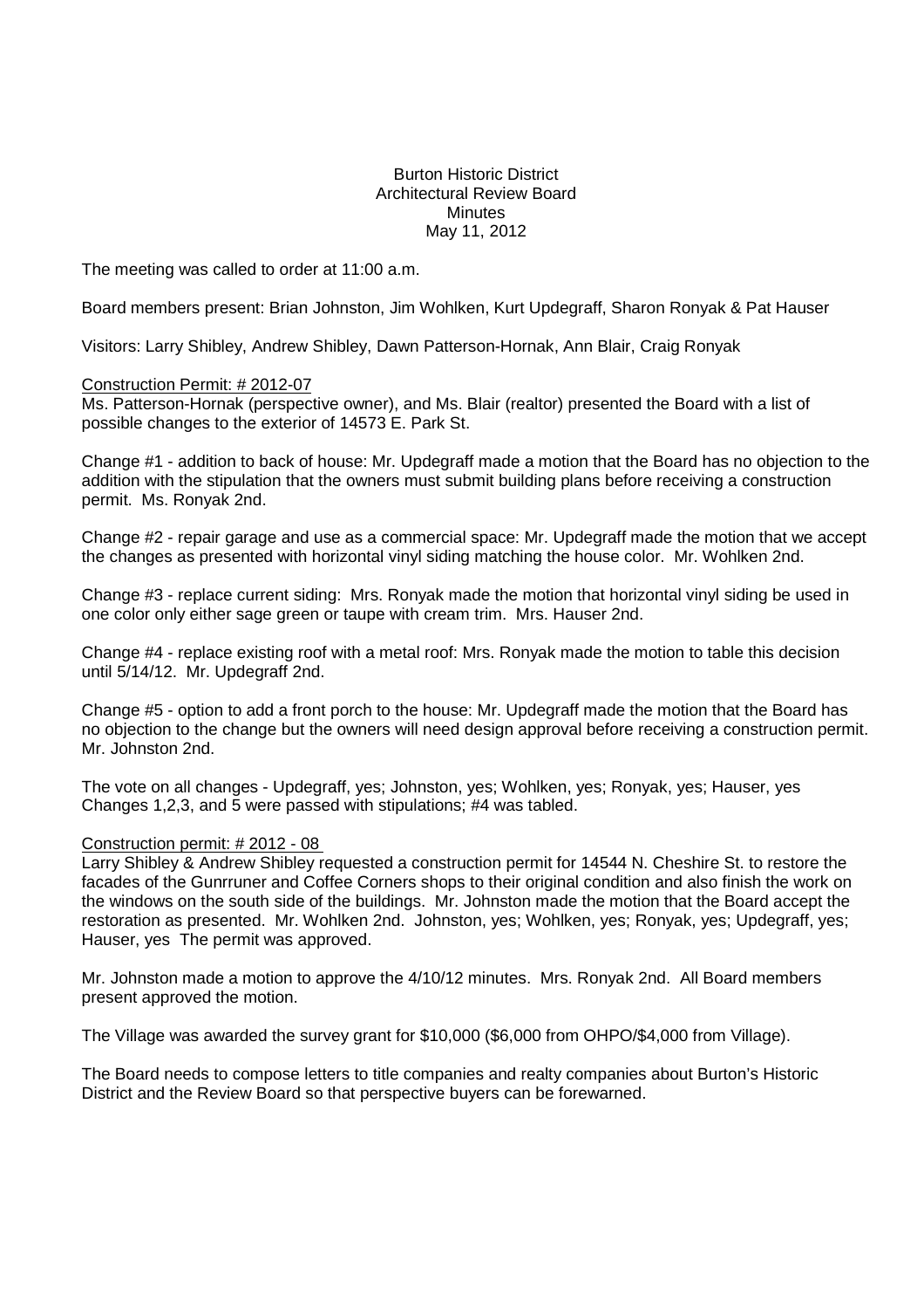# Burton Historic District
## Architectural Review Board
### Minutes
May 11, 2012

The meeting was called to order at 11:00 a.m.

Board members present: Brian Johnston, Jim Wohlken, Kurt Updegraff, Sharon Ronyak & Pat Hauser

Visitors: Larry Shibley, Andrew Shibley, Dawn Patterson-Hornak, Ann Blair, Craig Ronyak

Construction Permit: # 2012-07

Ms. Patterson-Hornak (perspective owner), and Ms. Blair (realtor) presented the Board with a list of possible changes to the exterior of 14573 E. Park St.

Change #1 - addition to back of house: Mr. Updegraff made a motion that the Board has no objection to the addition with the stipulation that the owners must submit building plans before receiving a construction permit. Ms. Ronyak 2nd.

Change #2 - repair garage and use as a commercial space: Mr. Updegraff made the motion that we accept the changes as presented with horizontal vinyl siding matching the house color. Mr. Wohlken 2nd.

Change #3 - replace current siding: Mrs. Ronyak made the motion that horizontal vinyl siding be used in one color only either sage green or taupe with cream trim. Mrs. Hauser 2nd.

Change #4 - replace existing roof with a metal roof: Mrs. Ronyak made the motion to table this decision until 5/14/12. Mr. Updegraff 2nd.

Change #5 - option to add a front porch to the house: Mr. Updegraff made the motion that the Board has no objection to the change but the owners will need design approval before receiving a construction permit. Mr. Johnston 2nd.

The vote on all changes - Updegraff, yes; Johnston, yes; Wohlken, yes; Ronyak, yes; Hauser, yes
Changes 1,2,3, and 5 were passed with stipulations; #4 was tabled.

Construction permit: # 2012 - 08

Larry Shibley & Andrew Shibley requested a construction permit for 14544 N. Cheshire St. to restore the facades of the Gunrruner and Coffee Corners shops to their original condition and also finish the work on the windows on the south side of the buildings. Mr. Johnston made the motion that the Board accept the restoration as presented. Mr. Wohlken 2nd. Johnston, yes; Wohlken, yes; Ronyak, yes; Updegraff, yes; Hauser, yes The permit was approved.

Mr. Johnston made a motion to approve the 4/10/12 minutes. Mrs. Ronyak 2nd. All Board members present approved the motion.

The Village was awarded the survey grant for $10,000 ($6,000 from OHPO/$4,000 from Village).

The Board needs to compose letters to title companies and realty companies about Burton's Historic District and the Review Board so that perspective buyers can be forewarned.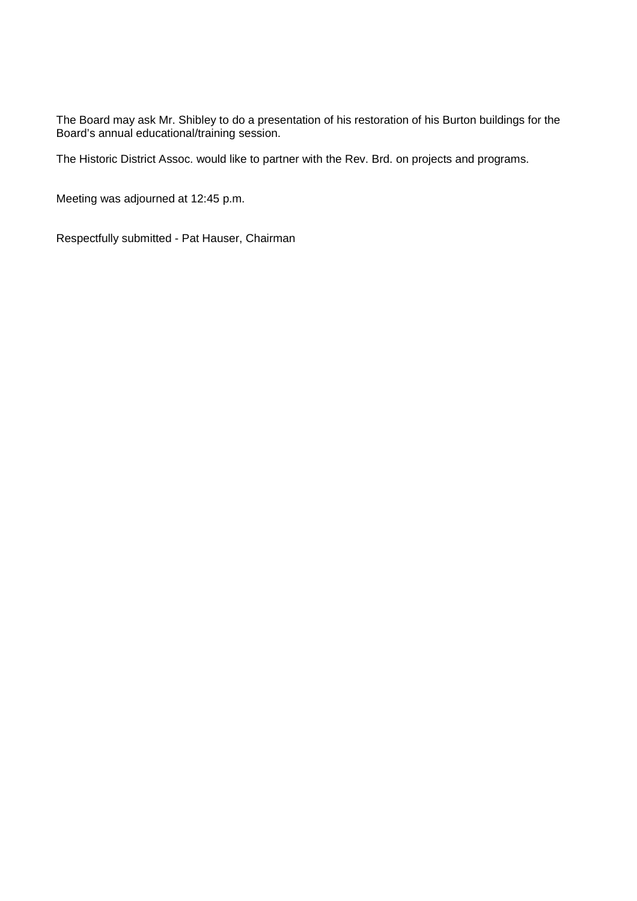The Board may ask Mr. Shibley to do a presentation of his restoration of his Burton buildings for the Board's annual educational/training session.

The Historic District Assoc. would like to partner with the Rev. Brd. on projects and programs.

Meeting was adjourned at 12:45 p.m.

Respectfully submitted - Pat Hauser, Chairman